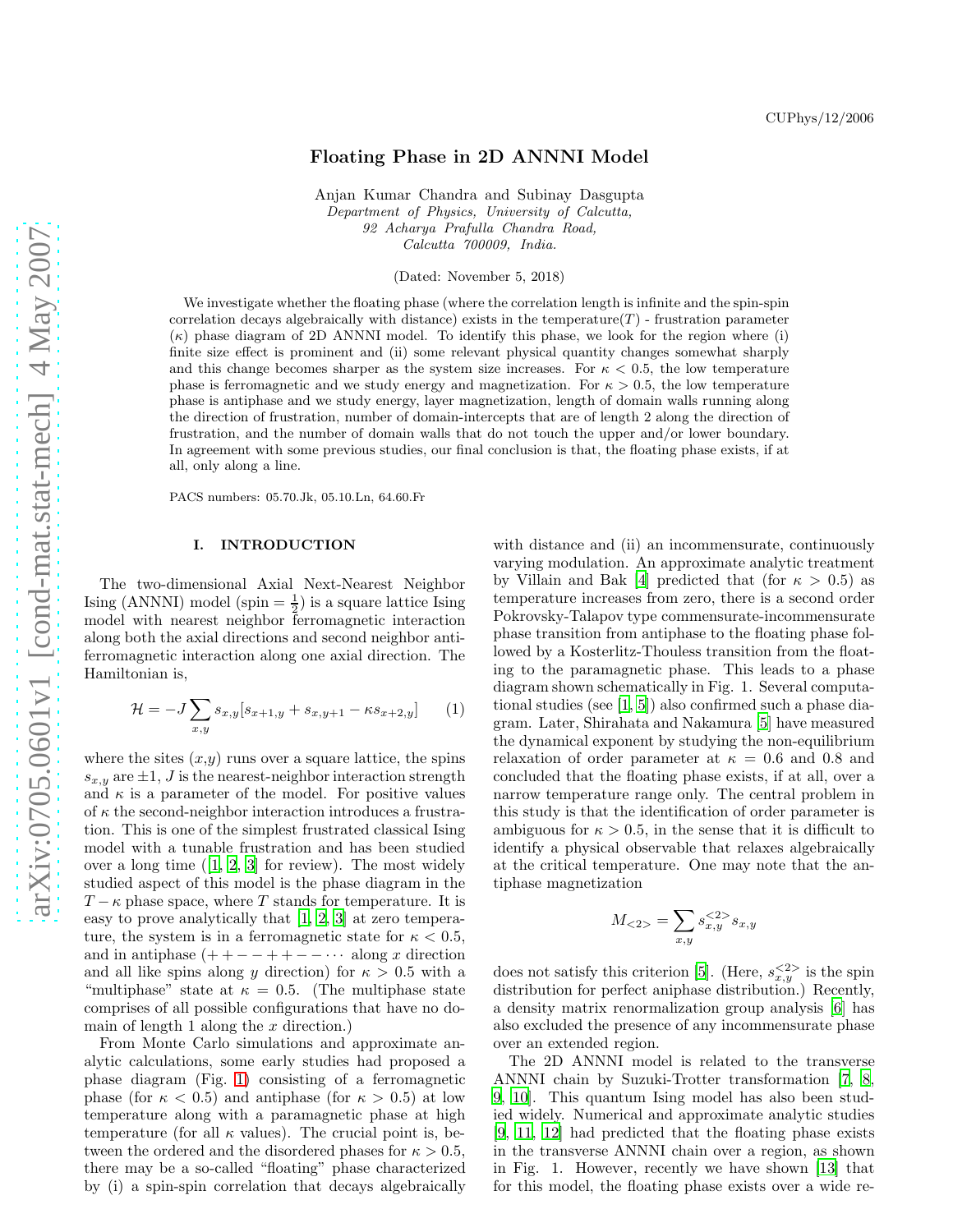CUPhys/12/2006

# Floating Phase in 2D ANNNI Model

Anjan Kumar Chandra and Subinay Dasgupta

*Department of Physics, University of Calcutta,*
*92 Acharya Prafulla Chandra Road,*
*Calcutta 700009, India.*

(Dated: November 5, 2018)

We investigate whether the floating phase (where the correlation length is infinite and the spin-spin correlation decays algebraically with distance) exists in the temperature($T$) - frustration parameter ($\kappa$) phase diagram of 2D ANNNI model. To identify this phase, we look for the region where (i) finite size effect is prominent and (ii) some relevant physical quantity changes somewhat sharply and this change becomes sharper as the system size increases. For $\kappa < 0.5$, the low temperature phase is ferromagnetic and we study energy and magnetization. For $\kappa > 0.5$, the low temperature phase is antiphase and we study energy, layer magnetization, length of domain walls running along the direction of frustration, number of domain-intercepts that are of length 2 along the direction of frustration, and the number of domain walls that do not touch the upper and/or lower boundary. In agreement with some previous studies, our final conclusion is that, the floating phase exists, if at all, only along a line.

PACS numbers: 05.70.Jk, 05.10.Ln, 64.60.Fr

## I. INTRODUCTION

The two-dimensional Axial Next-Nearest Neighbor Ising (ANNNI) model (spin = $\frac{1}{2}$) is a square lattice Ising model with nearest neighbor ferromagnetic interaction along both the axial directions and second neighbor anti-ferromagnetic interaction along one axial direction. The Hamiltonian is,

$$\mathcal{H} = -J \sum_{x,y} s_{x,y}[s_{x+1,y} + s_{x,y+1} - \kappa s_{x+2,y}] \qquad (1)$$

where the sites $(x,y)$ runs over a square lattice, the spins $s_{x,y}$ are $\pm 1$, $J$ is the nearest-neighbor interaction strength and $\kappa$ is a parameter of the model. For positive values of $\kappa$ the second-neighbor interaction introduces a frustration. This is one of the simplest frustrated classical Ising model with a tunable frustration and has been studied over a long time ([1, 2, 3] for review). The most widely studied aspect of this model is the phase diagram in the $T-\kappa$ phase space, where $T$ stands for temperature. It is easy to prove analytically that [1, 2, 3] at zero temperature, the system is in a ferromagnetic state for $\kappa < 0.5$, and in antiphase ($++--++--\cdots$ along $x$ direction and all like spins along $y$ direction) for $\kappa > 0.5$ with a "multiphase" state at $\kappa = 0.5$. (The multiphase state comprises of all possible configurations that have no domain of length 1 along the $x$ direction.)

From Monte Carlo simulations and approximate analytic calculations, some early studies had proposed a phase diagram (Fig. 1) consisting of a ferromagnetic phase (for $\kappa < 0.5$) and antiphase (for $\kappa > 0.5$) at low temperature along with a paramagnetic phase at high temperature (for all $\kappa$ values). The crucial point is, between the ordered and the disordered phases for $\kappa > 0.5$, there may be a so-called "floating" phase characterized by (i) a spin-spin correlation that decays algebraically with distance and (ii) an incommensurate, continuously varying modulation. An approximate analytic treatment by Villain and Bak [4] predicted that (for $\kappa > 0.5$) as temperature increases from zero, there is a second order Pokrovsky-Talapov type commensurate-incommensurate phase transition from antiphase to the floating phase followed by a Kosterlitz-Thouless transition from the floating to the paramagnetic phase. This leads to a phase diagram shown schematically in Fig. 1. Several computational studies (see [1, 5]) also confirmed such a phase diagram. Later, Shirahata and Nakamura [5] have measured the dynamical exponent by studying the non-equilibrium relaxation of order parameter at $\kappa = 0.6$ and 0.8 and concluded that the floating phase exists, if at all, over a narrow temperature range only. The central problem in this study is that the identification of order parameter is ambiguous for $\kappa > 0.5$, in the sense that it is difficult to identify a physical observable that relaxes algebraically at the critical temperature. One may note that the antiphase magnetization

$$M_{<2>} = \sum_{x,y} s_{x,y}^{<2>} s_{x,y}$$

does not satisfy this criterion [5]. (Here, $s_{x,y}^{<2>}$ is the spin distribution for perfect aniphase distribution.) Recently, a density matrix renormalization group analysis [6] has also excluded the presence of any incommensurate phase over an extended region.

The 2D ANNNI model is related to the transverse ANNNI chain by Suzuki-Trotter transformation [7, 8, 9, 10]. This quantum Ising model has also been studied widely. Numerical and approximate analytic studies [9, 11, 12] had predicted that the floating phase exists in the transverse ANNNI chain over a region, as shown in Fig. 1. However, recently we have shown [13] that for this model, the floating phase exists over a wide re-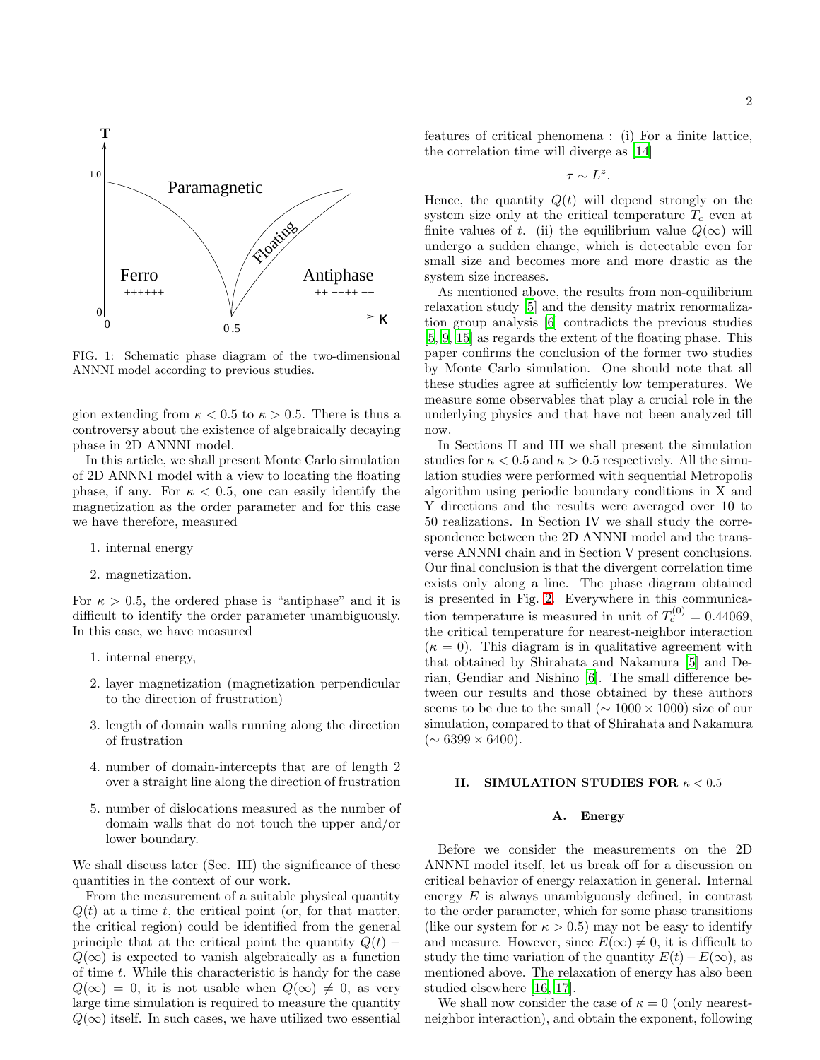FIG. 1: Schematic phase diagram of the two-dimensional ANNNI model according to previous studies.

gion extending from $\kappa < 0.5$ to $\kappa > 0.5$. There is thus a controversy about the existence of algebraically decaying phase in 2D ANNNI model.

In this article, we shall present Monte Carlo simulation of 2D ANNNI model with a view to locating the floating phase, if any. For $\kappa < 0.5$, one can easily identify the magnetization as the order parameter and for this case we have therefore, measured

1. internal energy
2. magnetization.

For $\kappa > 0.5$, the ordered phase is "antiphase" and it is difficult to identify the order parameter unambiguously. In this case, we have measured

1. internal energy,
2. layer magnetization (magnetization perpendicular to the direction of frustration)
3. length of domain walls running along the direction of frustration
4. number of domain-intercepts that are of length 2 over a straight line along the direction of frustration
5. number of dislocations measured as the number of domain walls that do not touch the upper and/or lower boundary.

We shall discuss later (Sec. III) the significance of these quantities in the context of our work.

From the measurement of a suitable physical quantity $Q(t)$ at a time $t$, the critical point (or, for that matter, the critical region) could be identified from the general principle that at the critical point the quantity $Q(t) - Q(\infty)$ is expected to vanish algebraically as a function of time $t$. While this characteristic is handy for the case $Q(\infty) = 0$, it is not usable when $Q(\infty) \neq 0$, as very large time simulation is required to measure the quantity $Q(\infty)$ itself. In such cases, we have utilized two essential features of critical phenomena : (i) For a finite lattice, the correlation time will diverge as [14]

$$\tau \sim L^z.$$

Hence, the quantity $Q(t)$ will depend strongly on the system size only at the critical temperature $T_c$ even at finite values of $t$. (ii) the equilibrium value $Q(\infty)$ will undergo a sudden change, which is detectable even for small size and becomes more and more drastic as the system size increases.

As mentioned above, the results from non-equilibrium relaxation study [5] and the density matrix renormalization group analysis [6] contradicts the previous studies [5, 9, 15] as regards the extent of the floating phase. This paper confirms the conclusion of the former two studies by Monte Carlo simulation. One should note that all these studies agree at sufficiently low temperatures. We measure some observables that play a crucial role in the underlying physics and that have not been analyzed till now.

In Sections II and III we shall present the simulation studies for $\kappa < 0.5$ and $\kappa > 0.5$ respectively. All the simulation studies were performed with sequential Metropolis algorithm using periodic boundary conditions in X and Y directions and the results were averaged over 10 to 50 realizations. In Section IV we shall study the correspondence between the 2D ANNNI model and the transverse ANNNI chain and in Section V present conclusions. Our final conclusion is that the divergent correlation time exists only along a line. The phase diagram obtained is presented in Fig. 2. Everywhere in this communication temperature is measured in unit of $T_c^{(0)} = 0.44069$, the critical temperature for nearest-neighbor interaction ($\kappa = 0$). This diagram is in qualitative agreement with that obtained by Shirahata and Nakamura [5] and Derian, Gendiar and Nishino [6]. The small difference between our results and those obtained by these authors seems to be due to the small ($\sim 1000 \times 1000$) size of our simulation, compared to that of Shirahata and Nakamura ($\sim 6399 \times 6400$).

## II. SIMULATION STUDIES FOR $\kappa < 0.5$

### A. Energy

Before we consider the measurements on the 2D ANNNI model itself, let us break off for a discussion on critical behavior of energy relaxation in general. Internal energy $E$ is always unambiguously defined, in contrast to the order parameter, which for some phase transitions (like our system for $\kappa > 0.5$) may not be easy to identify and measure. However, since $E(\infty) \neq 0$, it is difficult to study the time variation of the quantity $E(t) - E(\infty)$, as mentioned above. The relaxation of energy has also been studied elsewhere [16, 17].

We shall now consider the case of $\kappa = 0$ (only nearest-neighbor interaction), and obtain the exponent, following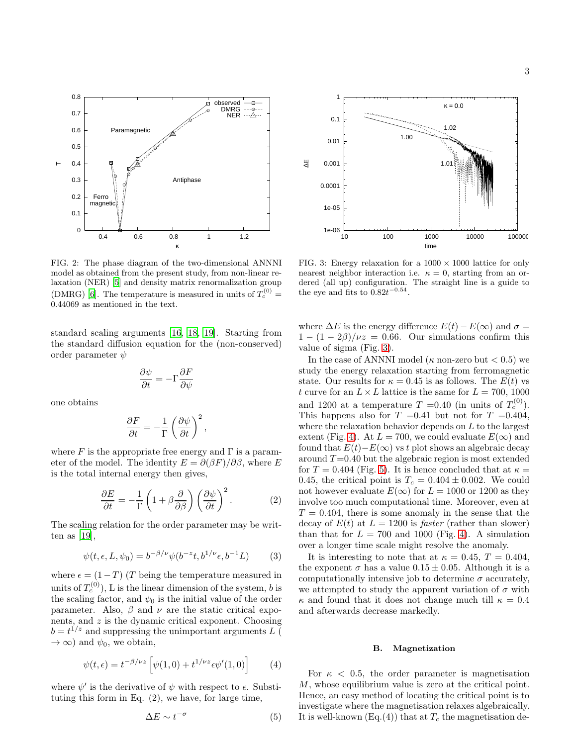FIG. 2: The phase diagram of the two-dimensional ANNNI model as obtained from the present study, from non-linear relaxation (NER) [5] and density matrix renormalization group (DMRG) [6]. The temperature is measured in units of $T_c^{(0)} = 0.44069$ as mentioned in the text.

FIG. 3: Energy relaxation for a $1000 \times 1000$ lattice for only nearest neighbor interaction i.e. $\kappa = 0$, starting from an ordered (all up) configuration. The straight line is a guide to the eye and fits to $0.82t^{-0.54}$.

standard scaling arguments [16, 18, 19]. Starting from the standard diffusion equation for the (non-conserved) order parameter $\psi$

$$\frac{\partial \psi}{\partial t} = -\Gamma \frac{\partial F}{\partial \psi}$$

one obtains

$$\frac{\partial F}{\partial t} = -\frac{1}{\Gamma}\left(\frac{\partial \psi}{\partial t}\right)^2,$$

where $F$ is the appropriate free energy and $\Gamma$ is a parameter of the model. The identity $E = \partial(\beta F)/\partial \beta$, where $E$ is the total internal energy then gives,

$$\frac{\partial E}{\partial t} = -\frac{1}{\Gamma}\left(1 + \beta \frac{\partial}{\partial \beta}\right)\left(\frac{\partial \psi}{\partial t}\right)^2. \tag{2}$$

The scaling relation for the order parameter may be written as [19],

$$\psi(t, \epsilon, L, \psi_0) = b^{-\beta/\nu}\psi(b^{-z}t, b^{1/\nu}\epsilon, b^{-1}L) \tag{3}$$

where $\epsilon = (1 - T)$ ($T$ being the temperature measured in units of $T_c^{(0)}$), L is the linear dimension of the system, $b$ is the scaling factor, and $\psi_0$ is the initial value of the order parameter. Also, $\beta$ and $\nu$ are the static critical exponents, and $z$ is the dynamic critical exponent. Choosing $b = t^{1/z}$ and suppressing the unimportant arguments $L$ ($\to \infty$) and $\psi_0$, we obtain,

$$\psi(t, \epsilon) = t^{-\beta/\nu z}\left[\psi(1, 0) + t^{1/\nu z}\epsilon \psi'(1, 0)\right] \tag{4}$$

where $\psi'$ is the derivative of $\psi$ with respect to $\epsilon$. Substituting this form in Eq. (2), we have, for large time,

$$\Delta E \sim t^{-\sigma} \tag{5}$$

where $\Delta E$ is the energy difference $E(t) - E(\infty)$ and $\sigma = 1 - (1 - 2\beta)/\nu z = 0.66$. Our simulations confirm this value of sigma (Fig. 3).

In the case of ANNNI model ($\kappa$ non-zero but $< 0.5$) we study the energy relaxation starting from ferromagnetic state. Our results for $\kappa = 0.45$ is as follows. The $E(t)$ vs $t$ curve for an $L \times L$ lattice is the same for $L = 700$, 1000 and 1200 at a temperature $T$ =0.40 (in units of $T_c^{(0)}$). This happens also for $T$ =0.41 but not for $T$ =0.404, where the relaxation behavior depends on $L$ to the largest extent (Fig. 4). At $L = 700$, we could evaluate $E(\infty)$ and found that $E(t) - E(\infty)$ vs $t$ plot shows an algebraic decay around $T$=0.40 but the algebraic region is most extended for $T = 0.404$ (Fig. 5). It is hence concluded that at $\kappa = 0.45$, the critical point is $T_c = 0.404 \pm 0.002$. We could not however evaluate $E(\infty)$ for $L = 1000$ or 1200 as they involve too much computational time. Moreover, even at $T = 0.404$, there is some anomaly in the sense that the decay of $E(t)$ at $L = 1200$ is *faster* (rather than slower) than that for $L = 700$ and 1000 (Fig. 4). A simulation over a longer time scale might resolve the anomaly.

It is interesting to note that at $\kappa = 0.45$, $T = 0.404$, the exponent $\sigma$ has a value $0.15 \pm 0.05$. Although it is a computationally intensive job to determine $\sigma$ accurately, we attempted to study the apparent variation of $\sigma$ with $\kappa$ and found that it does not change much till $\kappa = 0.4$ and afterwards decrease markedly.

### B. Magnetization

For $\kappa < 0.5$, the order parameter is magnetisation $M$, whose equilibrium value is zero at the critical point. Hence, an easy method of locating the critical point is to investigate where the magnetisation relaxes algebraically. It is well-known (Eq.(4)) that at $T_c$ the magnetisation de-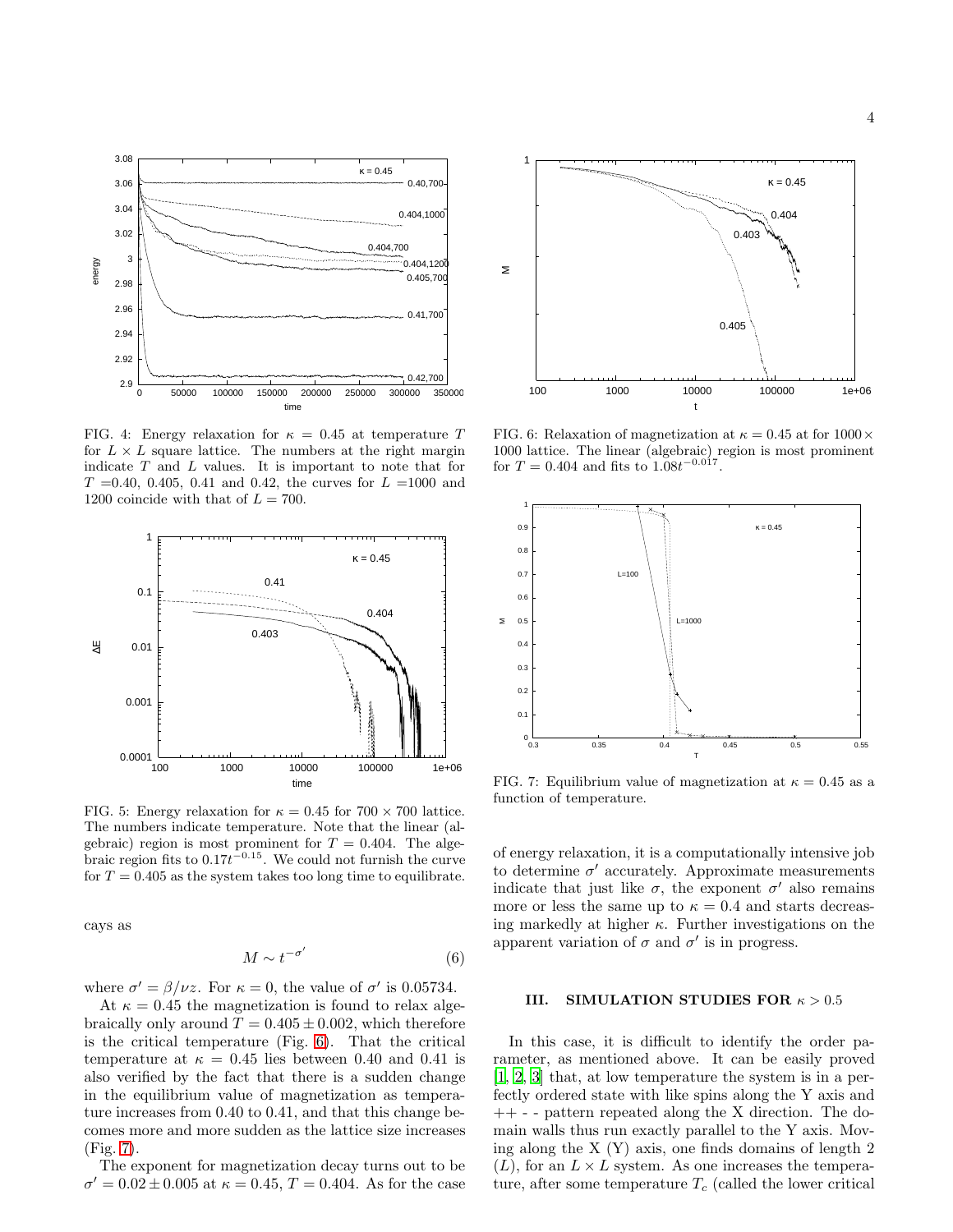FIG. 4: Energy relaxation for $\kappa = 0.45$ at temperature $T$ for $L \times L$ square lattice. The numbers at the right margin indicate $T$ and $L$ values. It is important to note that for $T$ =0.40, 0.405, 0.41 and 0.42, the curves for $L$ =1000 and 1200 coincide with that of $L = 700$.

FIG. 5: Energy relaxation for $\kappa = 0.45$ for $700 \times 700$ lattice. The numbers indicate temperature. Note that the linear (algebraic) region is most prominent for $T = 0.404$. The algebraic region fits to $0.17t^{-0.15}$. We could not furnish the curve for $T = 0.405$ as the system takes too long time to equilibrate.

cays as

$$M \sim t^{-\sigma'} \tag{6}$$

where $\sigma' = \beta/\nu z$. For $\kappa = 0$, the value of $\sigma'$ is 0.05734.

At $\kappa = 0.45$ the magnetization is found to relax algebraically only around $T = 0.405 \pm 0.002$, which therefore is the critical temperature (Fig. 6). That the critical temperature at $\kappa = 0.45$ lies between 0.40 and 0.41 is also verified by the fact that there is a sudden change in the equilibrium value of magnetization as temperature increases from 0.40 to 0.41, and that this change becomes more and more sudden as the lattice size increases (Fig. 7).

The exponent for magnetization decay turns out to be $\sigma' = 0.02 \pm 0.005$ at $\kappa = 0.45$, $T = 0.404$. As for the case of energy relaxation, it is a computationally intensive job to determine $\sigma'$ accurately. Approximate measurements indicate that just like $\sigma$, the exponent $\sigma'$ also remains more or less the same up to $\kappa = 0.4$ and starts decreasing markedly at higher $\kappa$. Further investigations on the apparent variation of $\sigma$ and $\sigma'$ is in progress.

FIG. 6: Relaxation of magnetization at $\kappa = 0.45$ at for $1000 \times 1000$ lattice. The linear (algebraic) region is most prominent for $T = 0.404$ and fits to $1.08t^{-0.017}$.

FIG. 7: Equilibrium value of magnetization at $\kappa = 0.45$ as a function of temperature.

## III. SIMULATION STUDIES FOR $\kappa > 0.5$

In this case, it is difficult to identify the order parameter, as mentioned above. It can be easily proved [1, 2, 3] that, at low temperature the system is in a perfectly ordered state with like spins along the Y axis and ++ - - pattern repeated along the X direction. The domain walls thus run exactly parallel to the Y axis. Moving along the X (Y) axis, one finds domains of length 2 ($L$), for an $L \times L$ system. As one increases the temperature, after some temperature $T_c$ (called the lower critical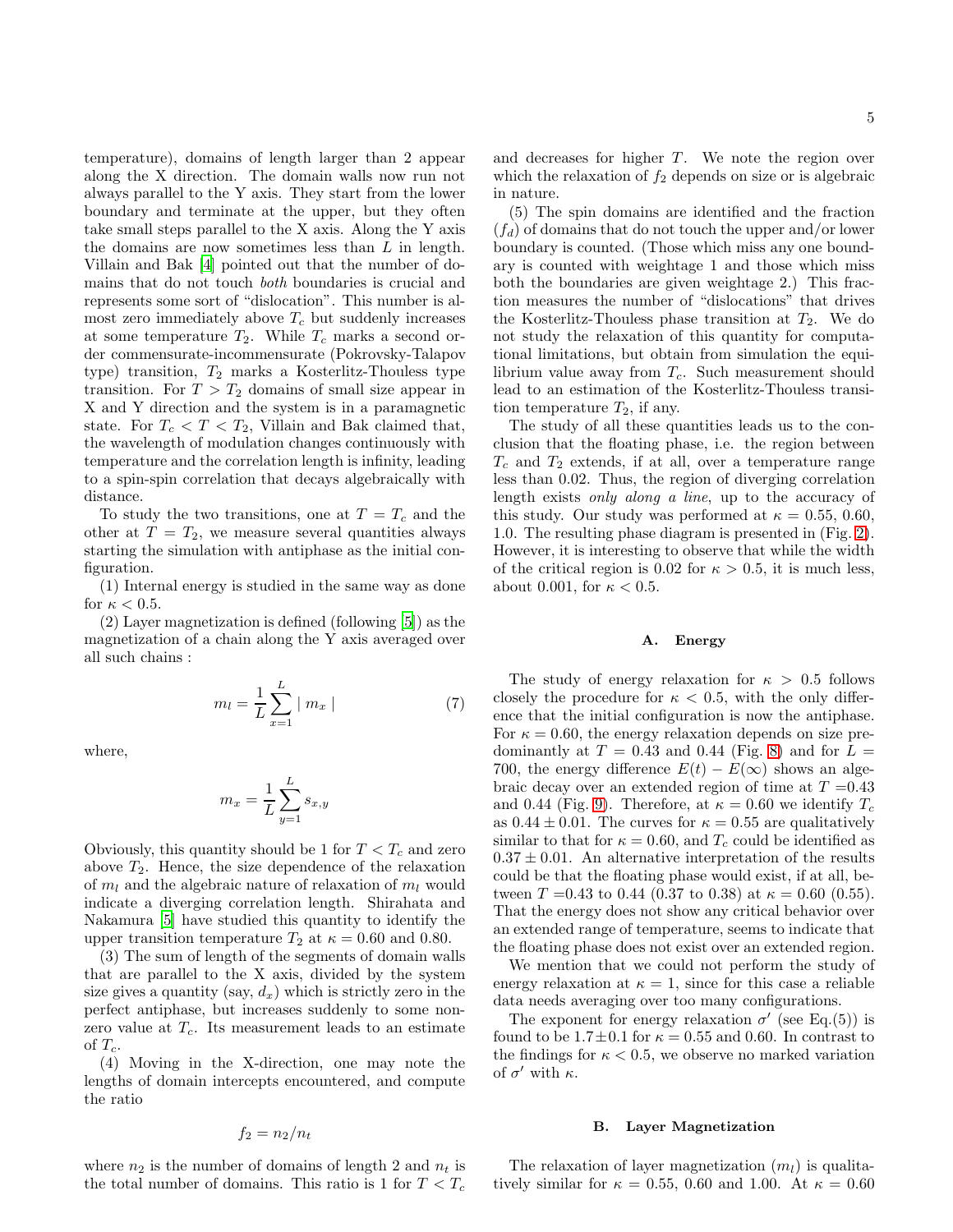temperature), domains of length larger than 2 appear along the X direction. The domain walls now run not always parallel to the Y axis. They start from the lower boundary and terminate at the upper, but they often take small steps parallel to the X axis. Along the Y axis the domains are now sometimes less than $L$ in length. Villain and Bak [4] pointed out that the number of domains that do not touch *both* boundaries is crucial and represents some sort of "dislocation". This number is almost zero immediately above $T_c$ but suddenly increases at some temperature $T_2$. While $T_c$ marks a second order commensurate-incommensurate (Pokrovsky-Talapov type) transition, $T_2$ marks a Kosterlitz-Thouless type transition. For $T > T_2$ domains of small size appear in X and Y direction and the system is in a paramagnetic state. For $T_c < T < T_2$, Villain and Bak claimed that, the wavelength of modulation changes continuously with temperature and the correlation length is infinity, leading to a spin-spin correlation that decays algebraically with distance.

To study the two transitions, one at $T = T_c$ and the other at $T = T_2$, we measure several quantities always starting the simulation with antiphase as the initial configuration.

(1) Internal energy is studied in the same way as done for $\kappa < 0.5$.

(2) Layer magnetization is defined (following [5]) as the magnetization of a chain along the Y axis averaged over all such chains :

$$m_l = \frac{1}{L}\sum_{x=1}^{L} \mid m_x \mid \tag{7}$$

where,

$$m_x = \frac{1}{L}\sum_{y=1}^{L} s_{x,y}$$

Obviously, this quantity should be 1 for $T < T_c$ and zero above $T_2$. Hence, the size dependence of the relaxation of $m_l$ and the algebraic nature of relaxation of $m_l$ would indicate a diverging correlation length. Shirahata and Nakamura [5] have studied this quantity to identify the upper transition temperature $T_2$ at $\kappa = 0.60$ and $0.80$.

(3) The sum of length of the segments of domain walls that are parallel to the X axis, divided by the system size gives a quantity (say, $d_x$) which is strictly zero in the perfect antiphase, but increases suddenly to some nonzero value at $T_c$. Its measurement leads to an estimate of $T_c$.

(4) Moving in the X-direction, one may note the lengths of domain intercepts encountered, and compute the ratio

$$f_2 = n_2/n_t$$

where $n_2$ is the number of domains of length 2 and $n_t$ is the total number of domains. This ratio is 1 for $T < T_c$ and decreases for higher $T$. We note the region over which the relaxation of $f_2$ depends on size or is algebraic in nature.

(5) The spin domains are identified and the fraction ($f_d$) of domains that do not touch the upper and/or lower boundary is counted. (Those which miss any one boundary is counted with weightage 1 and those which miss both the boundaries are given weightage 2.) This fraction measures the number of "dislocations" that drives the Kosterlitz-Thouless phase transition at $T_2$. We do not study the relaxation of this quantity for computational limitations, but obtain from simulation the equilibrium value away from $T_c$. Such measurement should lead to an estimation of the Kosterlitz-Thouless transition temperature $T_2$, if any.

The study of all these quantities leads us to the conclusion that the floating phase, i.e. the region between $T_c$ and $T_2$ extends, if at all, over a temperature range less than 0.02. Thus, the region of diverging correlation length exists *only along a line*, up to the accuracy of this study. Our study was performed at $\kappa = 0.55$, $0.60$, $1.0$. The resulting phase diagram is presented in (Fig. 2). However, it is interesting to observe that while the width of the critical region is 0.02 for $\kappa > 0.5$, it is much less, about 0.001, for $\kappa < 0.5$.

### A. Energy

The study of energy relaxation for $\kappa > 0.5$ follows closely the procedure for $\kappa < 0.5$, with the only difference that the initial configuration is now the antiphase. For $\kappa = 0.60$, the energy relaxation depends on size predominantly at $T = 0.43$ and $0.44$ (Fig. 8) and for $L = 700$, the energy difference $E(t) - E(\infty)$ shows an algebraic decay over an extended region of time at $T = 0.43$ and $0.44$ (Fig. 9). Therefore, at $\kappa = 0.60$ we identify $T_c$ as $0.44 \pm 0.01$. The curves for $\kappa = 0.55$ are qualitatively similar to that for $\kappa = 0.60$, and $T_c$ could be identified as $0.37 \pm 0.01$. An alternative interpretation of the results could be that the floating phase would exist, if at all, between $T = 0.43$ to $0.44$ ($0.37$ to $0.38$) at $\kappa = 0.60$ ($0.55$). That the energy does not show any critical behavior over an extended range of temperature, seems to indicate that the floating phase does not exist over an extended region.

We mention that we could not perform the study of energy relaxation at $\kappa = 1$, since for this case a reliable data needs averaging over too many configurations.

The exponent for energy relaxation $\sigma'$ (see Eq.(5)) is found to be $1.7 \pm 0.1$ for $\kappa = 0.55$ and $0.60$. In contrast to the findings for $\kappa < 0.5$, we observe no marked variation of $\sigma'$ with $\kappa$.

### B. Layer Magnetization

The relaxation of layer magnetization ($m_l$) is qualitatively similar for $\kappa = 0.55$, $0.60$ and $1.00$. At $\kappa = 0.60$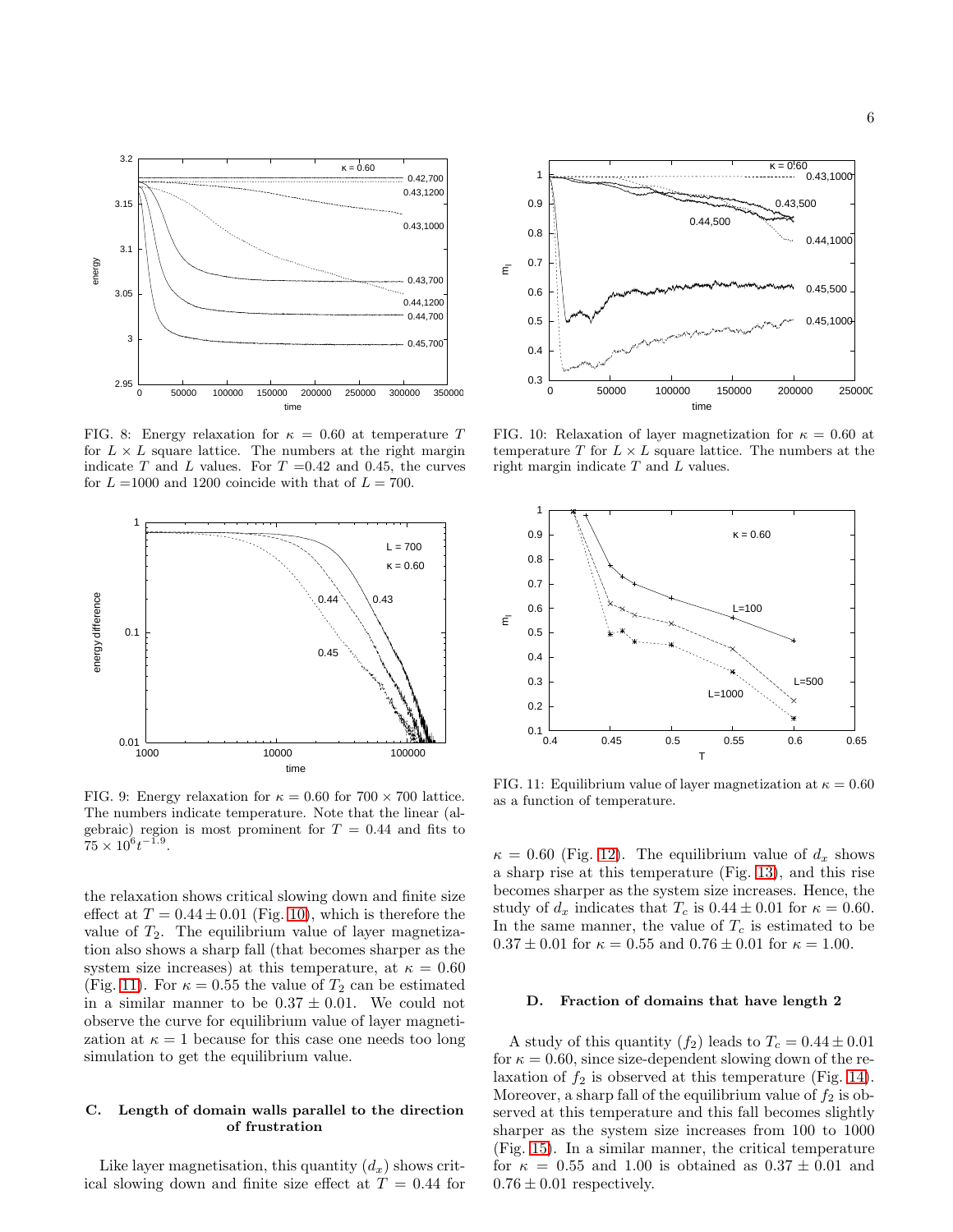FIG. 8: Energy relaxation for $\kappa = 0.60$ at temperature $T$ for $L \times L$ square lattice. The numbers at the right margin indicate $T$ and $L$ values. For $T$ =0.42 and 0.45, the curves for $L$ =1000 and 1200 coincide with that of $L = 700$.

FIG. 9: Energy relaxation for $\kappa = 0.60$ for $700 \times 700$ lattice. The numbers indicate temperature. Note that the linear (algebraic) region is most prominent for $T = 0.44$ and fits to $75 \times 10^6 t^{-1.9}$.

the relaxation shows critical slowing down and finite size effect at $T = 0.44 \pm 0.01$ (Fig. 10), which is therefore the value of $T_2$. The equilibrium value of layer magnetization also shows a sharp fall (that becomes sharper as the system size increases) at this temperature, at $\kappa = 0.60$ (Fig. 11). For $\kappa = 0.55$ the value of $T_2$ can be estimated in a similar manner to be $0.37 \pm 0.01$. We could not observe the curve for equilibrium value of layer magnetization at $\kappa = 1$ because for this case one needs too long simulation to get the equilibrium value.

### C. Length of domain walls parallel to the direction of frustration

Like layer magnetisation, this quantity ($d_x$) shows critical slowing down and finite size effect at $T = 0.44$ for $\kappa = 0.60$ (Fig. 12). The equilibrium value of $d_x$ shows a sharp rise at this temperature (Fig. 13), and this rise becomes sharper as the system size increases. Hence, the study of $d_x$ indicates that $T_c$ is $0.44 \pm 0.01$ for $\kappa = 0.60$. In the same manner, the value of $T_c$ is estimated to be $0.37 \pm 0.01$ for $\kappa = 0.55$ and $0.76 \pm 0.01$ for $\kappa = 1.00$.

FIG. 10: Relaxation of layer magnetization for $\kappa = 0.60$ at temperature $T$ for $L \times L$ square lattice. The numbers at the right margin indicate $T$ and $L$ values.

FIG. 11: Equilibrium value of layer magnetization at $\kappa = 0.60$ as a function of temperature.

### D. Fraction of domains that have length 2

A study of this quantity ($f_2$) leads to $T_c = 0.44 \pm 0.01$ for $\kappa = 0.60$, since size-dependent slowing down of the relaxation of $f_2$ is observed at this temperature (Fig. 14). Moreover, a sharp fall of the equilibrium value of $f_2$ is observed at this temperature and this fall becomes slightly sharper as the system size increases from 100 to 1000 (Fig. 15). In a similar manner, the critical temperature for $\kappa = 0.55$ and 1.00 is obtained as $0.37 \pm 0.01$ and $0.76 \pm 0.01$ respectively.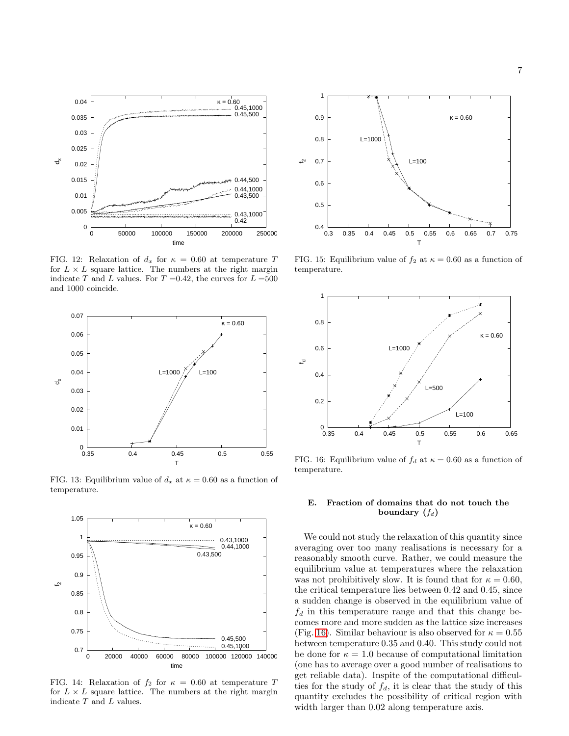FIG. 12: Relaxation of $d_x$ for $\kappa = 0.60$ at temperature $T$ for $L \times L$ square lattice. The numbers at the right margin indicate $T$ and $L$ values. For $T$ =0.42, the curves for $L$ =500 and 1000 coincide.

FIG. 13: Equilibrium value of $d_x$ at $\kappa = 0.60$ as a function of temperature.

FIG. 14: Relaxation of $f_2$ for $\kappa = 0.60$ at temperature $T$ for $L \times L$ square lattice. The numbers at the right margin indicate $T$ and $L$ values.

FIG. 15: Equilibrium value of $f_2$ at $\kappa = 0.60$ as a function of temperature.

FIG. 16: Equilibrium value of $f_d$ at $\kappa = 0.60$ as a function of temperature.

### E. Fraction of domains that do not touch the boundary ($f_d$)

We could not study the relaxation of this quantity since averaging over too many realisations is necessary for a reasonably smooth curve. Rather, we could measure the equilibrium value at temperatures where the relaxation was not prohibitively slow. It is found that for $\kappa = 0.60$, the critical temperature lies between 0.42 and 0.45, since a sudden change is observed in the equilibrium value of $f_d$ in this temperature range and that this change becomes more and more sudden as the lattice size increases (Fig. 16). Similar behaviour is also observed for $\kappa = 0.55$ between temperature 0.35 and 0.40. This study could not be done for $\kappa = 1.0$ because of computational limitation (one has to average over a good number of realisations to get reliable data). Inspite of the computational difficulties for the study of $f_d$, it is clear that the study of this quantity excludes the possibility of critical region with width larger than 0.02 along temperature axis.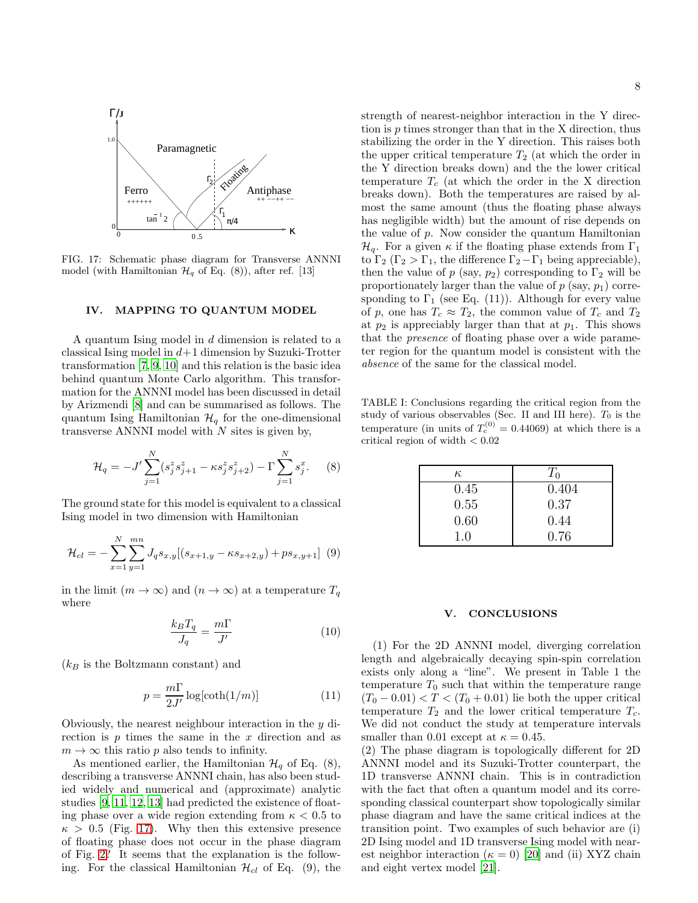FIG. 17: Schematic phase diagram for Transverse ANNNI model (with Hamiltonian $\mathcal{H}_q$ of Eq. (8)), after ref. [13]

## IV. MAPPING TO QUANTUM MODEL

A quantum Ising model in $d$ dimension is related to a classical Ising model in $d+1$ dimension by Suzuki-Trotter transformation [7, 9, 10] and this relation is the basic idea behind quantum Monte Carlo algorithm. This transformation for the ANNNI model has been discussed in detail by Arizmendi [8] and can be summarised as follows. The quantum Ising Hamiltonian $\mathcal{H}_q$ for the one-dimensional transverse ANNNI model with $N$ sites is given by,

$$\mathcal{H}_q = -J' \sum_{j=1}^{N} (s_j^z s_{j+1}^z - \kappa s_j^z s_{j+2}^z) - \Gamma \sum_{j=1}^{N} s_j^x. \quad (8)$$

The ground state for this model is equivalent to a classical Ising model in two dimension with Hamiltonian

$$\mathcal{H}_{cl} = -\sum_{x=1}^{N} \sum_{y=1}^{mn} J_q s_{x,y} [(s_{x+1,y} - \kappa s_{x+2,y}) + p s_{x,y+1}] \quad (9)$$

in the limit ($m \to \infty$) and ($n \to \infty$) at a temperature $T_q$ where

$$\frac{k_B T_q}{J_q} = \frac{m\Gamma}{J'} \quad (10)$$

($k_B$ is the Boltzmann constant) and

$$p = \frac{m\Gamma}{2J'} \log[\coth(1/m)] \quad (11)$$

Obviously, the nearest neighbour interaction in the $y$ direction is $p$ times the same in the $x$ direction and as $m \to \infty$ this ratio $p$ also tends to infinity.

As mentioned earlier, the Hamiltonian $\mathcal{H}_q$ of Eq. (8), describing a transverse ANNNI chain, has also been studied widely and numerical and (approximate) analytic studies [9, 11, 12, 13] had predicted the existence of floating phase over a wide region extending from $\kappa < 0.5$ to $\kappa > 0.5$ (Fig. 17). Why then this extensive presence of floating phase does not occur in the phase diagram of Fig. 2? It seems that the explanation is the following. For the classical Hamiltonian $\mathcal{H}_{cl}$ of Eq. (9), the strength of nearest-neighbor interaction in the Y direction is $p$ times stronger than that in the X direction, thus stabilizing the order in the Y direction. This raises both the upper critical temperature $T_2$ (at which the order in the Y direction breaks down) and the the lower critical temperature $T_c$ (at which the order in the X direction breaks down). Both the temperatures are raised by almost the same amount (thus the floating phase always has negligible width) but the amount of rise depends on the value of $p$. Now consider the quantum Hamiltonian $\mathcal{H}_q$. For a given $\kappa$ if the floating phase extends from $\Gamma_1$ to $\Gamma_2$ ($\Gamma_2 > \Gamma_1$, the difference $\Gamma_2 - \Gamma_1$ being appreciable), then the value of $p$ (say, $p_2$) corresponding to $\Gamma_2$ will be proportionately larger than the value of $p$ (say, $p_1$) corresponding to $\Gamma_1$ (see Eq. (11)). Although for every value of $p$, one has $T_c \approx T_2$, the common value of $T_c$ and $T_2$ at $p_2$ is appreciably larger than that at $p_1$. This shows that the *presence* of floating phase over a wide parameter region for the quantum model is consistent with the *absence* of the same for the classical model.

TABLE I: Conclusions regarding the critical region from the study of various observables (Sec. II and III here). $T_0$ is the temperature (in units of $T_c^{(0)} = 0.44069$) at which there is a critical region of width $< 0.02$

| $\kappa$ | $T_0$ |
| --- | --- |
| 0.45 | 0.404 |
| 0.55 | 0.37 |
| 0.60 | 0.44 |
| 1.0 | 0.76 |

## V. CONCLUSIONS

(1) For the 2D ANNNI model, diverging correlation length and algebraically decaying spin-spin correlation exists only along a "line". We present in Table 1 the temperature $T_0$ such that within the temperature range $(T_0 - 0.01) < T < (T_0 + 0.01)$ lie both the upper critical temperature $T_2$ and the lower critical temperature $T_c$. We did not conduct the study at temperature intervals smaller than 0.01 except at $\kappa = 0.45$.

(2) The phase diagram is topologically different for 2D ANNNI model and its Suzuki-Trotter counterpart, the 1D transverse ANNNI chain. This is in contradiction with the fact that often a quantum model and its corresponding classical counterpart show topologically similar phase diagram and have the same critical indices at the transition point. Two examples of such behavior are (i) 2D Ising model and 1D transverse Ising model with nearest neighbor interaction ($\kappa = 0$) [20] and (ii) XYZ chain and eight vertex model [21].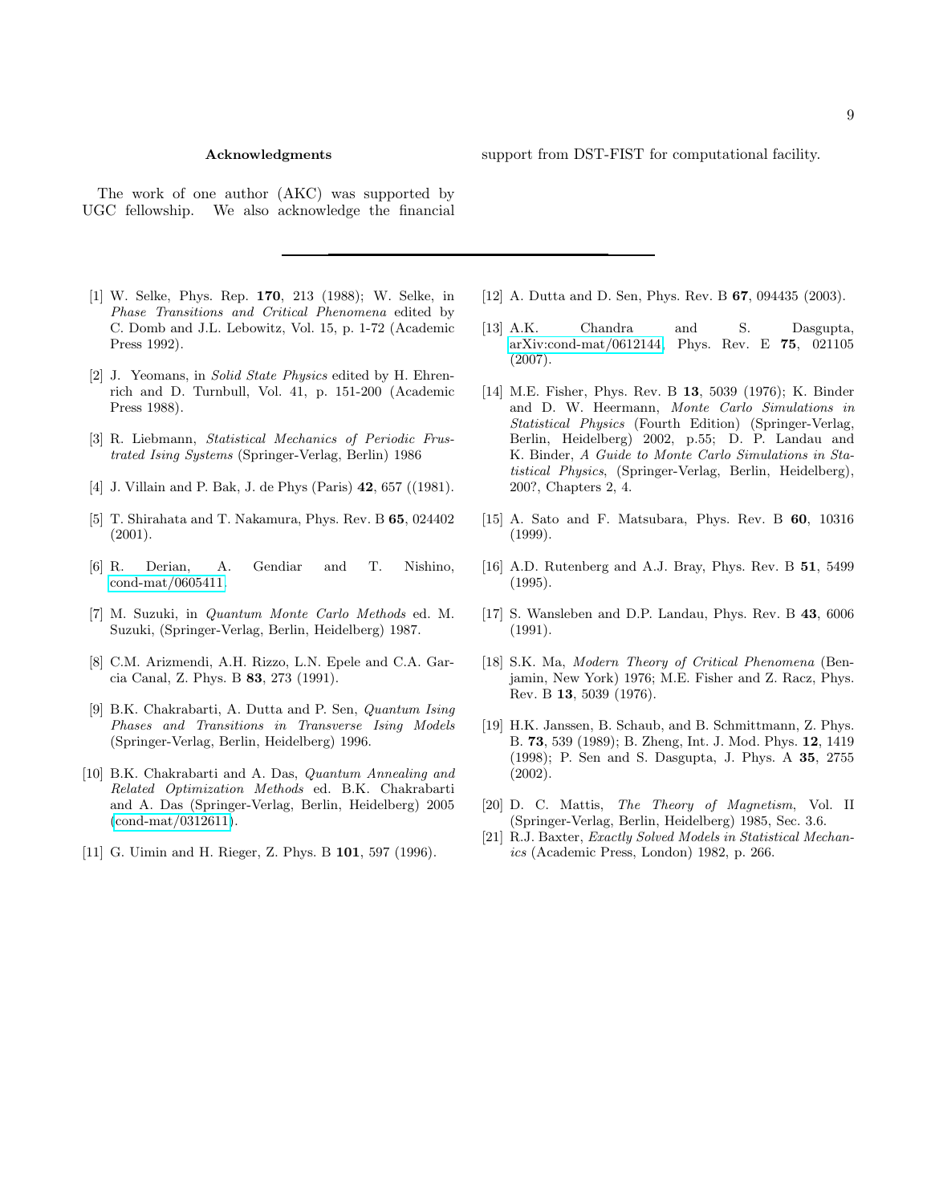## Acknowledgments

The work of one author (AKC) was supported by UGC fellowship. We also acknowledge the financial support from DST-FIST for computational facility.

---

[1] W. Selke, Phys. Rep. **170**, 213 (1988); W. Selke, in *Phase Transitions and Critical Phenomena* edited by C. Domb and J.L. Lebowitz, Vol. 15, p. 1-72 (Academic Press 1992).

[2] J. Yeomans, in *Solid State Physics* edited by H. Ehrenrich and D. Turnbull, Vol. 41, p. 151-200 (Academic Press 1988).

[3] R. Liebmann, *Statistical Mechanics of Periodic Frustrated Ising Systems* (Springer-Verlag, Berlin) 1986

[4] J. Villain and P. Bak, J. de Phys (Paris) **42**, 657 ((1981).

[5] T. Shirahata and T. Nakamura, Phys. Rev. B **65**, 024402 (2001).

[6] R. Derian, A. Gendiar and T. Nishino, cond-mat/0605411.

[7] M. Suzuki, in *Quantum Monte Carlo Methods* ed. M. Suzuki, (Springer-Verlag, Berlin, Heidelberg) 1987.

[8] C.M. Arizmendi, A.H. Rizzo, L.N. Epele and C.A. Garcia Canal, Z. Phys. B **83**, 273 (1991).

[9] B.K. Chakrabarti, A. Dutta and P. Sen, *Quantum Ising Phases and Transitions in Transverse Ising Models* (Springer-Verlag, Berlin, Heidelberg) 1996.

[10] B.K. Chakrabarti and A. Das, *Quantum Annealing and Related Optimization Methods* ed. B.K. Chakrabarti and A. Das (Springer-Verlag, Berlin, Heidelberg) 2005 (cond-mat/0312611).

[11] G. Uimin and H. Rieger, Z. Phys. B **101**, 597 (1996).

[12] A. Dutta and D. Sen, Phys. Rev. B **67**, 094435 (2003).

[13] A.K. Chandra and S. Dasgupta, arXiv:cond-mat/0612144, Phys. Rev. E **75**, 021105 (2007).

[14] M.E. Fisher, Phys. Rev. B **13**, 5039 (1976); K. Binder and D. W. Heermann, *Monte Carlo Simulations in Statistical Physics* (Fourth Edition) (Springer-Verlag, Berlin, Heidelberg) 2002, p.55; D. P. Landau and K. Binder, *A Guide to Monte Carlo Simulations in Statistical Physics*, (Springer-Verlag, Berlin, Heidelberg), 200?, Chapters 2, 4.

[15] A. Sato and F. Matsubara, Phys. Rev. B **60**, 10316 (1999).

[16] A.D. Rutenberg and A.J. Bray, Phys. Rev. B **51**, 5499 (1995).

[17] S. Wansleben and D.P. Landau, Phys. Rev. B **43**, 6006 (1991).

[18] S.K. Ma, *Modern Theory of Critical Phenomena* (Benjamin, New York) 1976; M.E. Fisher and Z. Racz, Phys. Rev. B **13**, 5039 (1976).

[19] H.K. Janssen, B. Schaub, and B. Schmittmann, Z. Phys. B. **73**, 539 (1989); B. Zheng, Int. J. Mod. Phys. **12**, 1419 (1998); P. Sen and S. Dasgupta, J. Phys. A **35**, 2755 (2002).

[20] D. C. Mattis, *The Theory of Magnetism*, Vol. II (Springer-Verlag, Berlin, Heidelberg) 1985, Sec. 3.6.

[21] R.J. Baxter, *Exactly Solved Models in Statistical Mechanics* (Academic Press, London) 1982, p. 266.